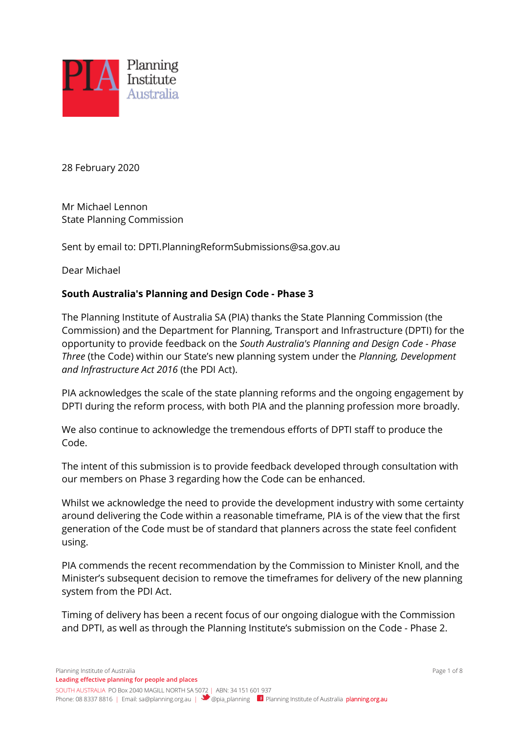28 February 2020

Mr Michael Lennon
State Planning Commission

Sent by email to: DPTI.PlanningReformSubmissions@sa.gov.au

Dear Michael

**South Australia's Planning and Design Code - Phase 3**

The Planning Institute of Australia SA (PIA) thanks the State Planning Commission (the Commission) and the Department for Planning, Transport and Infrastructure (DPTI) for the opportunity to provide feedback on the *South Australia's Planning and Design Code - Phase Three* (the Code) within our State's new planning system under the *Planning, Development and Infrastructure Act 2016* (the PDI Act).

PIA acknowledges the scale of the state planning reforms and the ongoing engagement by DPTI during the reform process, with both PIA and the planning profession more broadly.

We also continue to acknowledge the tremendous efforts of DPTI staff to produce the Code.

The intent of this submission is to provide feedback developed through consultation with our members on Phase 3 regarding how the Code can be enhanced.

Whilst we acknowledge the need to provide the development industry with some certainty around delivering the Code within a reasonable timeframe, PIA is of the view that the first generation of the Code must be of standard that planners across the state feel confident using.

PIA commends the recent recommendation by the Commission to Minister Knoll, and the Minister's subsequent decision to remove the timeframes for delivery of the new planning system from the PDI Act.

Timing of delivery has been a recent focus of our ongoing dialogue with the Commission and DPTI, as well as through the Planning Institute's submission on the Code - Phase 2.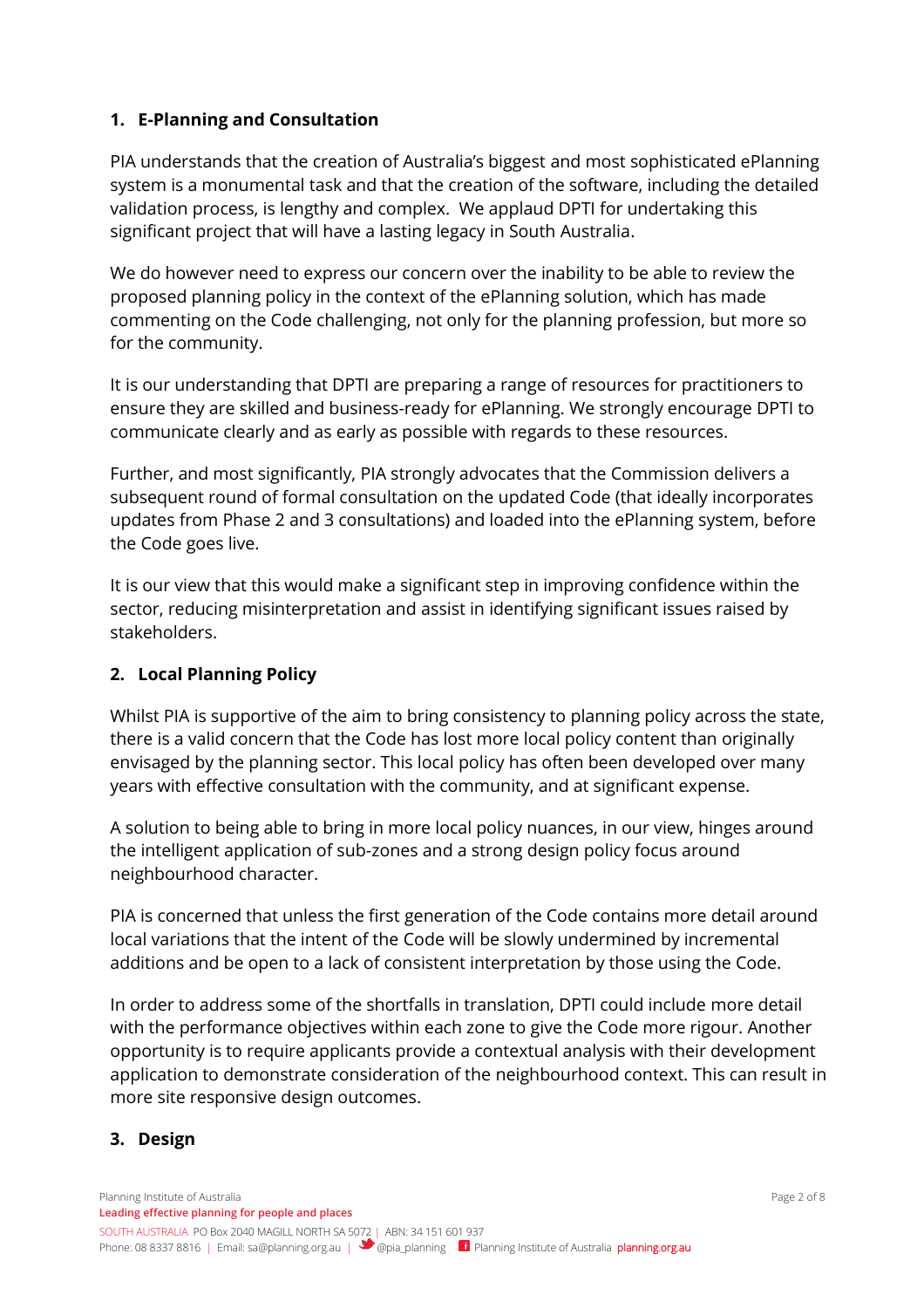## 1. E-Planning and Consultation

PIA understands that the creation of Australia's biggest and most sophisticated ePlanning system is a monumental task and that the creation of the software, including the detailed validation process, is lengthy and complex. We applaud DPTI for undertaking this significant project that will have a lasting legacy in South Australia.

We do however need to express our concern over the inability to be able to review the proposed planning policy in the context of the ePlanning solution, which has made commenting on the Code challenging, not only for the planning profession, but more so for the community.

It is our understanding that DPTI are preparing a range of resources for practitioners to ensure they are skilled and business-ready for ePlanning. We strongly encourage DPTI to communicate clearly and as early as possible with regards to these resources.

Further, and most significantly, PIA strongly advocates that the Commission delivers a subsequent round of formal consultation on the updated Code (that ideally incorporates updates from Phase 2 and 3 consultations) and loaded into the ePlanning system, before the Code goes live.

It is our view that this would make a significant step in improving confidence within the sector, reducing misinterpretation and assist in identifying significant issues raised by stakeholders.

## 2. Local Planning Policy

Whilst PIA is supportive of the aim to bring consistency to planning policy across the state, there is a valid concern that the Code has lost more local policy content than originally envisaged by the planning sector. This local policy has often been developed over many years with effective consultation with the community, and at significant expense.

A solution to being able to bring in more local policy nuances, in our view, hinges around the intelligent application of sub-zones and a strong design policy focus around neighbourhood character.

PIA is concerned that unless the first generation of the Code contains more detail around local variations that the intent of the Code will be slowly undermined by incremental additions and be open to a lack of consistent interpretation by those using the Code.

In order to address some of the shortfalls in translation, DPTI could include more detail with the performance objectives within each zone to give the Code more rigour. Another opportunity is to require applicants provide a contextual analysis with their development application to demonstrate consideration of the neighbourhood context. This can result in more site responsive design outcomes.

## 3. Design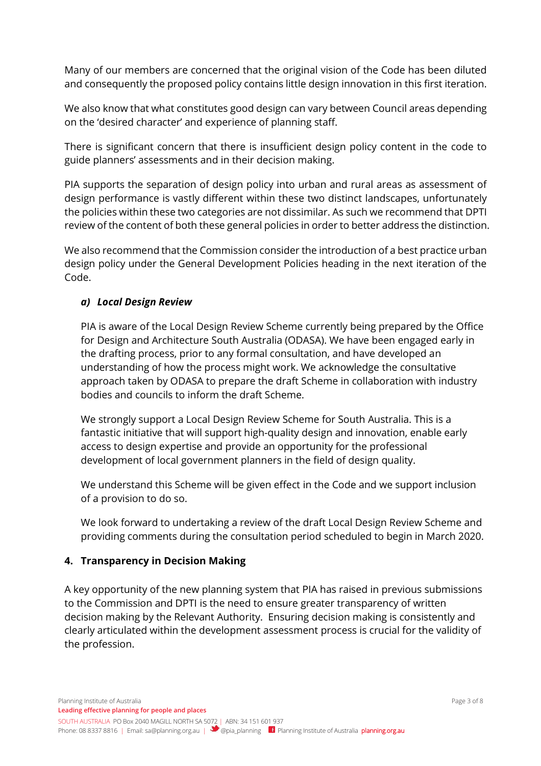Many of our members are concerned that the original vision of the Code has been diluted and consequently the proposed policy contains little design innovation in this first iteration.

We also know that what constitutes good design can vary between Council areas depending on the 'desired character' and experience of planning staff.

There is significant concern that there is insufficient design policy content in the code to guide planners' assessments and in their decision making.

PIA supports the separation of design policy into urban and rural areas as assessment of design performance is vastly different within these two distinct landscapes, unfortunately the policies within these two categories are not dissimilar. As such we recommend that DPTI review of the content of both these general policies in order to better address the distinction.

We also recommend that the Commission consider the introduction of a best practice urban design policy under the General Development Policies heading in the next iteration of the Code.

### ***a) Local Design Review***

PIA is aware of the Local Design Review Scheme currently being prepared by the Office for Design and Architecture South Australia (ODASA). We have been engaged early in the drafting process, prior to any formal consultation, and have developed an understanding of how the process might work. We acknowledge the consultative approach taken by ODASA to prepare the draft Scheme in collaboration with industry bodies and councils to inform the draft Scheme.

We strongly support a Local Design Review Scheme for South Australia. This is a fantastic initiative that will support high-quality design and innovation, enable early access to design expertise and provide an opportunity for the professional development of local government planners in the field of design quality.

We understand this Scheme will be given effect in the Code and we support inclusion of a provision to do so.

We look forward to undertaking a review of the draft Local Design Review Scheme and providing comments during the consultation period scheduled to begin in March 2020.

## 4. Transparency in Decision Making

A key opportunity of the new planning system that PIA has raised in previous submissions to the Commission and DPTI is the need to ensure greater transparency of written decision making by the Relevant Authority. Ensuring decision making is consistently and clearly articulated within the development assessment process is crucial for the validity of the profession.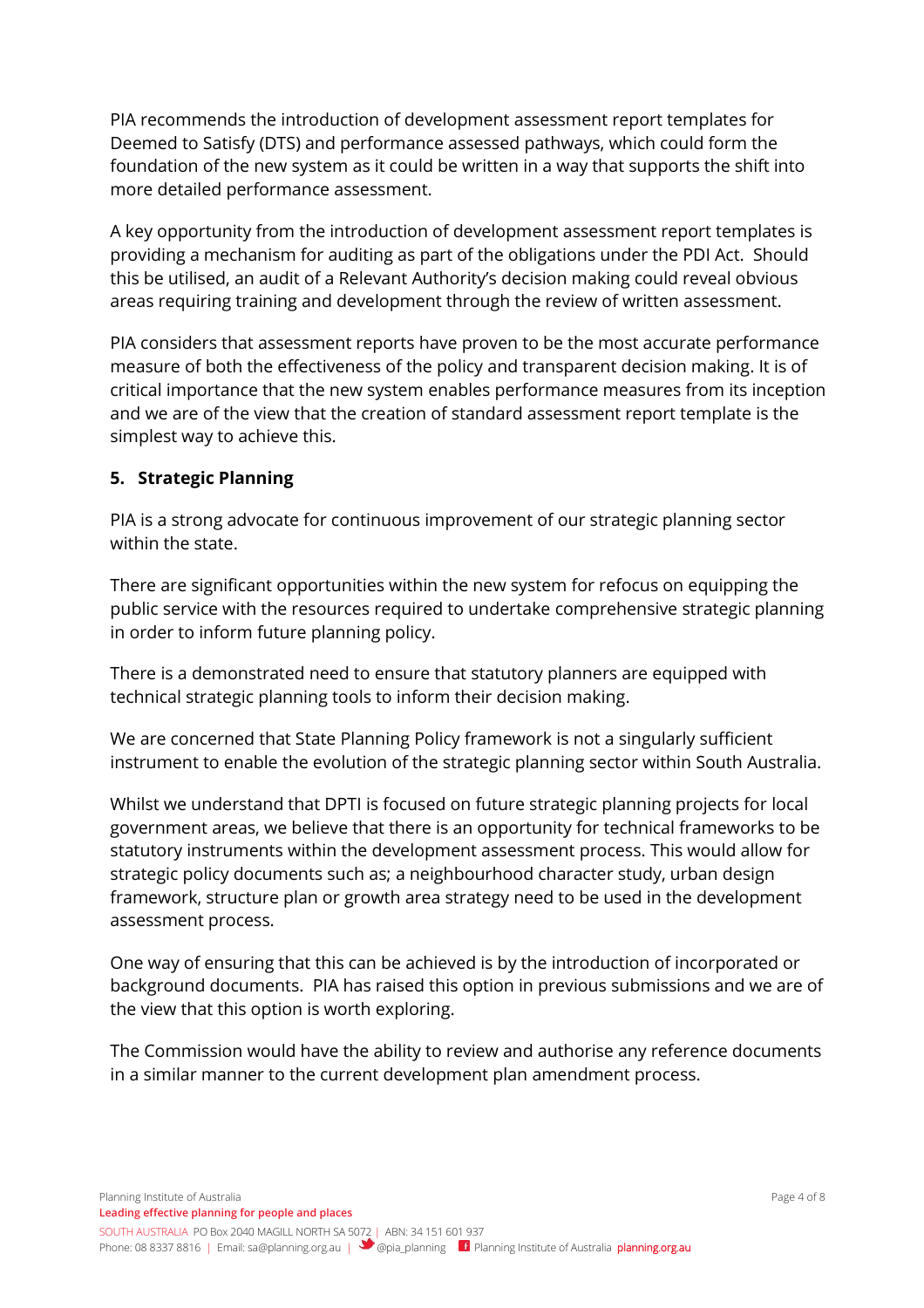PIA recommends the introduction of development assessment report templates for Deemed to Satisfy (DTS) and performance assessed pathways, which could form the foundation of the new system as it could be written in a way that supports the shift into more detailed performance assessment.

A key opportunity from the introduction of development assessment report templates is providing a mechanism for auditing as part of the obligations under the PDI Act. Should this be utilised, an audit of a Relevant Authority's decision making could reveal obvious areas requiring training and development through the review of written assessment.

PIA considers that assessment reports have proven to be the most accurate performance measure of both the effectiveness of the policy and transparent decision making. It is of critical importance that the new system enables performance measures from its inception and we are of the view that the creation of standard assessment report template is the simplest way to achieve this.

## 5. Strategic Planning

PIA is a strong advocate for continuous improvement of our strategic planning sector within the state.

There are significant opportunities within the new system for refocus on equipping the public service with the resources required to undertake comprehensive strategic planning in order to inform future planning policy.

There is a demonstrated need to ensure that statutory planners are equipped with technical strategic planning tools to inform their decision making.

We are concerned that State Planning Policy framework is not a singularly sufficient instrument to enable the evolution of the strategic planning sector within South Australia.

Whilst we understand that DPTI is focused on future strategic planning projects for local government areas, we believe that there is an opportunity for technical frameworks to be statutory instruments within the development assessment process. This would allow for strategic policy documents such as; a neighbourhood character study, urban design framework, structure plan or growth area strategy need to be used in the development assessment process.

One way of ensuring that this can be achieved is by the introduction of incorporated or background documents. PIA has raised this option in previous submissions and we are of the view that this option is worth exploring.

The Commission would have the ability to review and authorise any reference documents in a similar manner to the current development plan amendment process.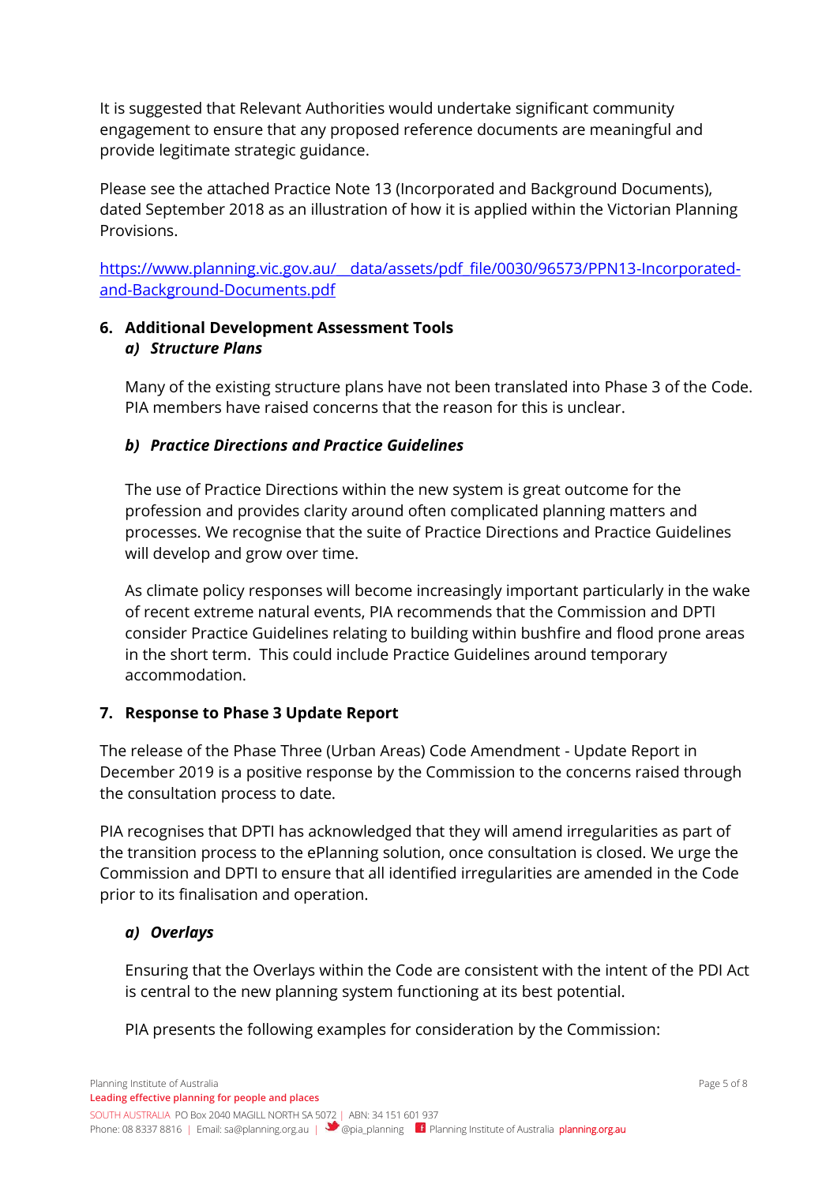It is suggested that Relevant Authorities would undertake significant community engagement to ensure that any proposed reference documents are meaningful and provide legitimate strategic guidance.

Please see the attached Practice Note 13 (Incorporated and Background Documents), dated September 2018 as an illustration of how it is applied within the Victorian Planning Provisions.

https://www.planning.vic.gov.au/__data/assets/pdf_file/0030/96573/PPN13-Incorporated-and-Background-Documents.pdf

## 6. Additional Development Assessment Tools

### *a) Structure Plans*

Many of the existing structure plans have not been translated into Phase 3 of the Code. PIA members have raised concerns that the reason for this is unclear.

### *b) Practice Directions and Practice Guidelines*

The use of Practice Directions within the new system is great outcome for the profession and provides clarity around often complicated planning matters and processes. We recognise that the suite of Practice Directions and Practice Guidelines will develop and grow over time.

As climate policy responses will become increasingly important particularly in the wake of recent extreme natural events, PIA recommends that the Commission and DPTI consider Practice Guidelines relating to building within bushfire and flood prone areas in the short term. This could include Practice Guidelines around temporary accommodation.

## 7. Response to Phase 3 Update Report

The release of the Phase Three (Urban Areas) Code Amendment - Update Report in December 2019 is a positive response by the Commission to the concerns raised through the consultation process to date.

PIA recognises that DPTI has acknowledged that they will amend irregularities as part of the transition process to the ePlanning solution, once consultation is closed. We urge the Commission and DPTI to ensure that all identified irregularities are amended in the Code prior to its finalisation and operation.

### *a) Overlays*

Ensuring that the Overlays within the Code are consistent with the intent of the PDI Act is central to the new planning system functioning at its best potential.

PIA presents the following examples for consideration by the Commission: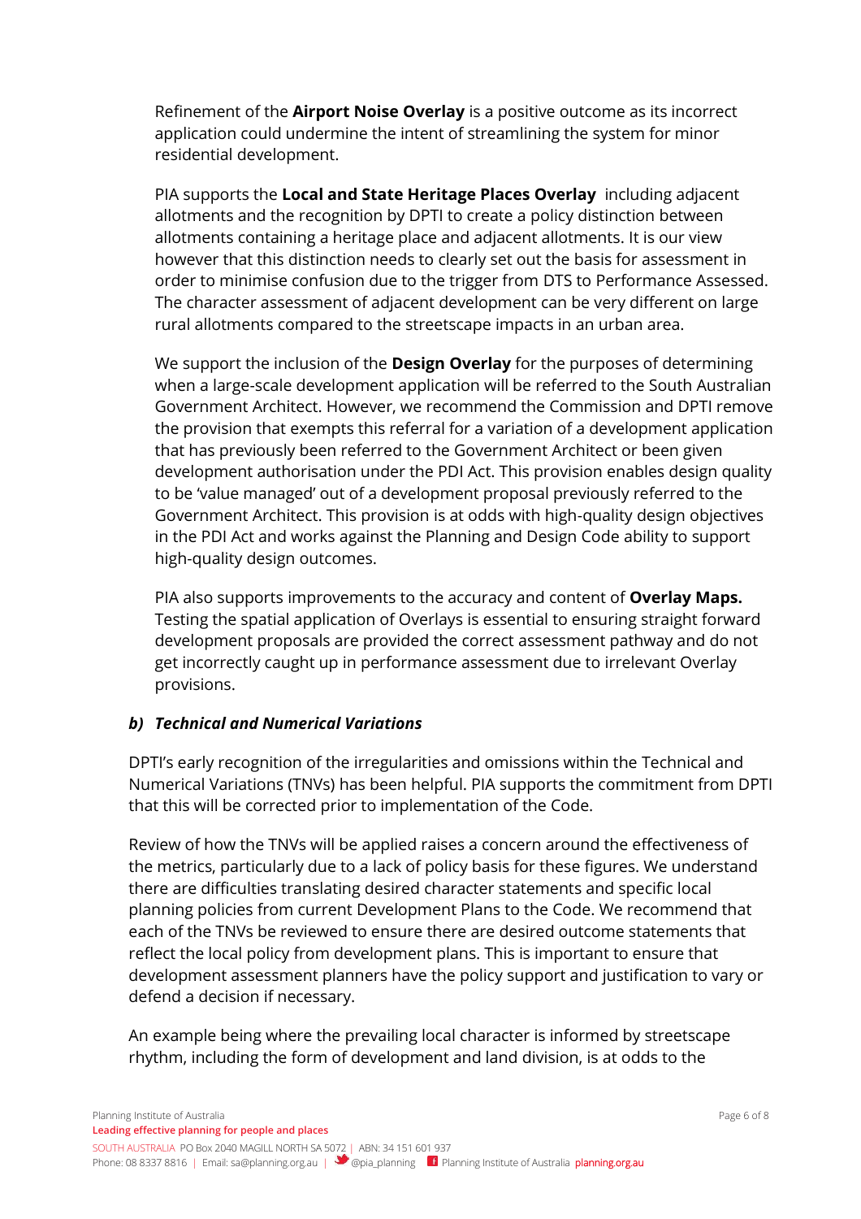Refinement of the **Airport Noise Overlay** is a positive outcome as its incorrect application could undermine the intent of streamlining the system for minor residential development.

PIA supports the **Local and State Heritage Places Overlay** including adjacent allotments and the recognition by DPTI to create a policy distinction between allotments containing a heritage place and adjacent allotments. It is our view however that this distinction needs to clearly set out the basis for assessment in order to minimise confusion due to the trigger from DTS to Performance Assessed. The character assessment of adjacent development can be very different on large rural allotments compared to the streetscape impacts in an urban area.

We support the inclusion of the **Design Overlay** for the purposes of determining when a large-scale development application will be referred to the South Australian Government Architect. However, we recommend the Commission and DPTI remove the provision that exempts this referral for a variation of a development application that has previously been referred to the Government Architect or been given development authorisation under the PDI Act. This provision enables design quality to be 'value managed' out of a development proposal previously referred to the Government Architect. This provision is at odds with high-quality design objectives in the PDI Act and works against the Planning and Design Code ability to support high-quality design outcomes.

PIA also supports improvements to the accuracy and content of **Overlay Maps.** Testing the spatial application of Overlays is essential to ensuring straight forward development proposals are provided the correct assessment pathway and do not get incorrectly caught up in performance assessment due to irrelevant Overlay provisions.

### *b) Technical and Numerical Variations*

DPTI's early recognition of the irregularities and omissions within the Technical and Numerical Variations (TNVs) has been helpful. PIA supports the commitment from DPTI that this will be corrected prior to implementation of the Code.

Review of how the TNVs will be applied raises a concern around the effectiveness of the metrics, particularly due to a lack of policy basis for these figures. We understand there are difficulties translating desired character statements and specific local planning policies from current Development Plans to the Code. We recommend that each of the TNVs be reviewed to ensure there are desired outcome statements that reflect the local policy from development plans. This is important to ensure that development assessment planners have the policy support and justification to vary or defend a decision if necessary.

An example being where the prevailing local character is informed by streetscape rhythm, including the form of development and land division, is at odds to the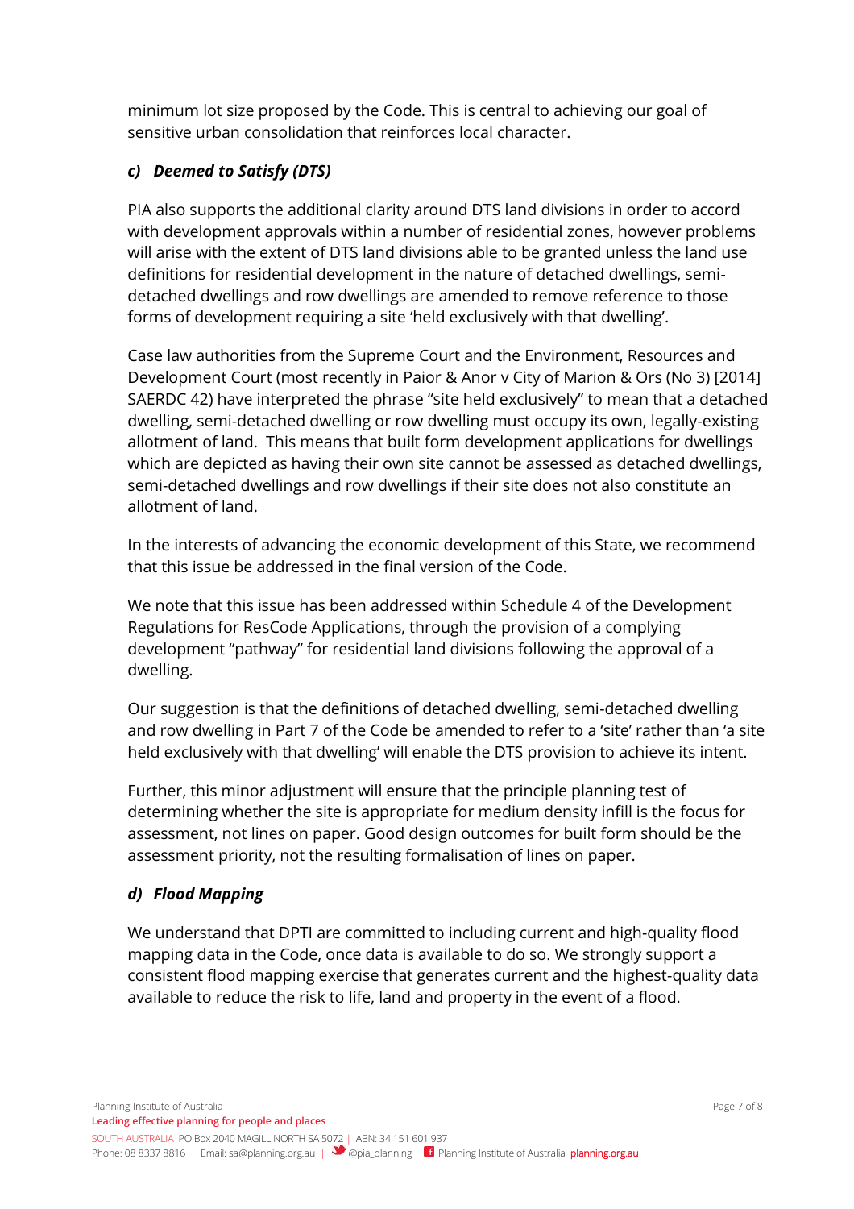minimum lot size proposed by the Code. This is central to achieving our goal of sensitive urban consolidation that reinforces local character.

### *c) Deemed to Satisfy (DTS)*

PIA also supports the additional clarity around DTS land divisions in order to accord with development approvals within a number of residential zones, however problems will arise with the extent of DTS land divisions able to be granted unless the land use definitions for residential development in the nature of detached dwellings, semi-detached dwellings and row dwellings are amended to remove reference to those forms of development requiring a site 'held exclusively with that dwelling'.

Case law authorities from the Supreme Court and the Environment, Resources and Development Court (most recently in Paior & Anor v City of Marion & Ors (No 3) [2014] SAERDC 42) have interpreted the phrase "site held exclusively" to mean that a detached dwelling, semi-detached dwelling or row dwelling must occupy its own, legally-existing allotment of land. This means that built form development applications for dwellings which are depicted as having their own site cannot be assessed as detached dwellings, semi-detached dwellings and row dwellings if their site does not also constitute an allotment of land.

In the interests of advancing the economic development of this State, we recommend that this issue be addressed in the final version of the Code.

We note that this issue has been addressed within Schedule 4 of the Development Regulations for ResCode Applications, through the provision of a complying development "pathway" for residential land divisions following the approval of a dwelling.

Our suggestion is that the definitions of detached dwelling, semi-detached dwelling and row dwelling in Part 7 of the Code be amended to refer to a 'site' rather than 'a site held exclusively with that dwelling' will enable the DTS provision to achieve its intent.

Further, this minor adjustment will ensure that the principle planning test of determining whether the site is appropriate for medium density infill is the focus for assessment, not lines on paper. Good design outcomes for built form should be the assessment priority, not the resulting formalisation of lines on paper.

### *d) Flood Mapping*

We understand that DPTI are committed to including current and high-quality flood mapping data in the Code, once data is available to do so. We strongly support a consistent flood mapping exercise that generates current and the highest-quality data available to reduce the risk to life, land and property in the event of a flood.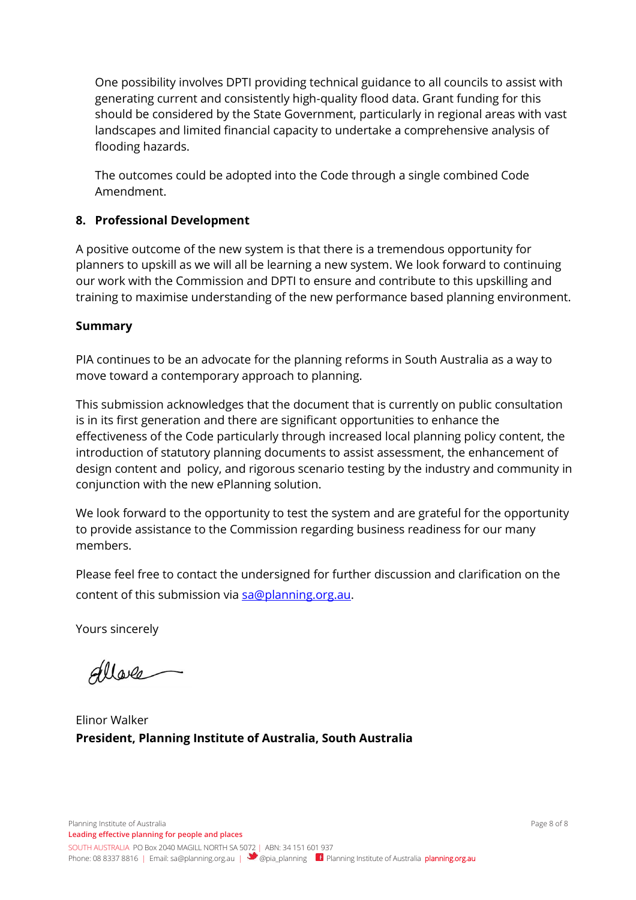One possibility involves DPTI providing technical guidance to all councils to assist with generating current and consistently high-quality flood data. Grant funding for this should be considered by the State Government, particularly in regional areas with vast landscapes and limited financial capacity to undertake a comprehensive analysis of flooding hazards.

The outcomes could be adopted into the Code through a single combined Code Amendment.

**8. Professional Development**

A positive outcome of the new system is that there is a tremendous opportunity for planners to upskill as we will all be learning a new system. We look forward to continuing our work with the Commission and DPTI to ensure and contribute to this upskilling and training to maximise understanding of the new performance based planning environment.

**Summary**

PIA continues to be an advocate for the planning reforms in South Australia as a way to move toward a contemporary approach to planning.

This submission acknowledges that the document that is currently on public consultation is in its first generation and there are significant opportunities to enhance the effectiveness of the Code particularly through increased local planning policy content, the introduction of statutory planning documents to assist assessment, the enhancement of design content and policy, and rigorous scenario testing by the industry and community in conjunction with the new ePlanning solution.

We look forward to the opportunity to test the system and are grateful for the opportunity to provide assistance to the Commission regarding business readiness for our many members.

Please feel free to contact the undersigned for further discussion and clarification on the content of this submission via sa@planning.org.au.

Yours sincerely

Elinor Walker
**President, Planning Institute of Australia, South Australia**